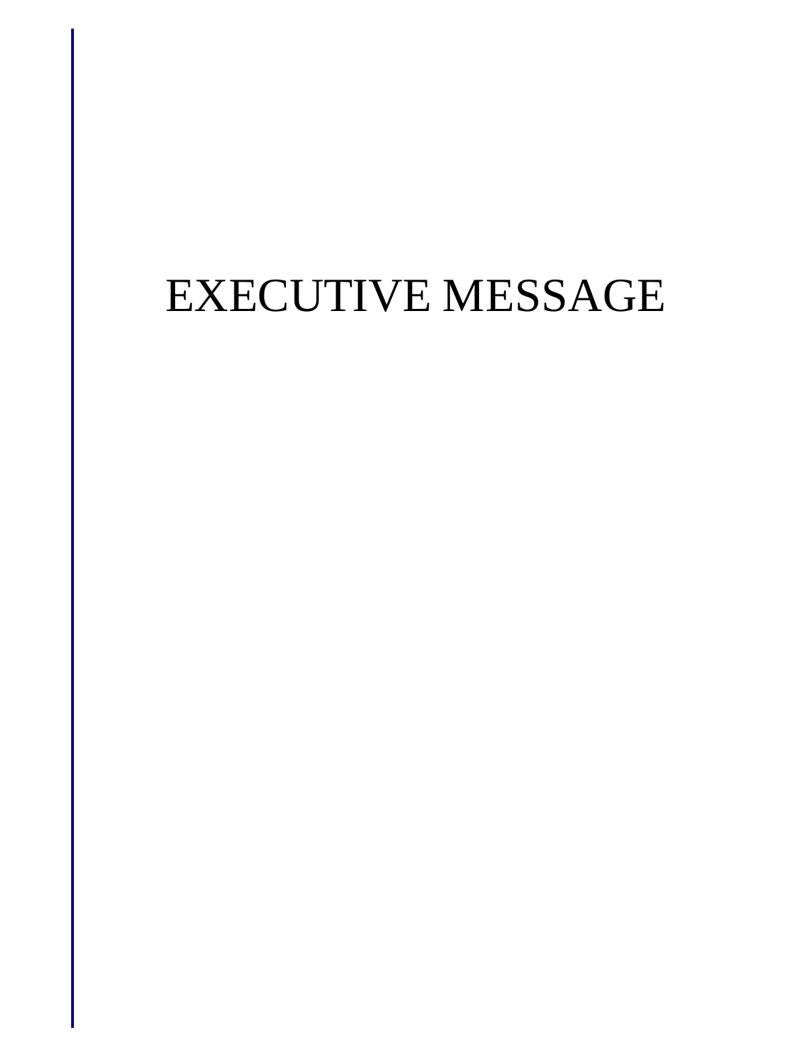# EXECUTIVE MESSAGE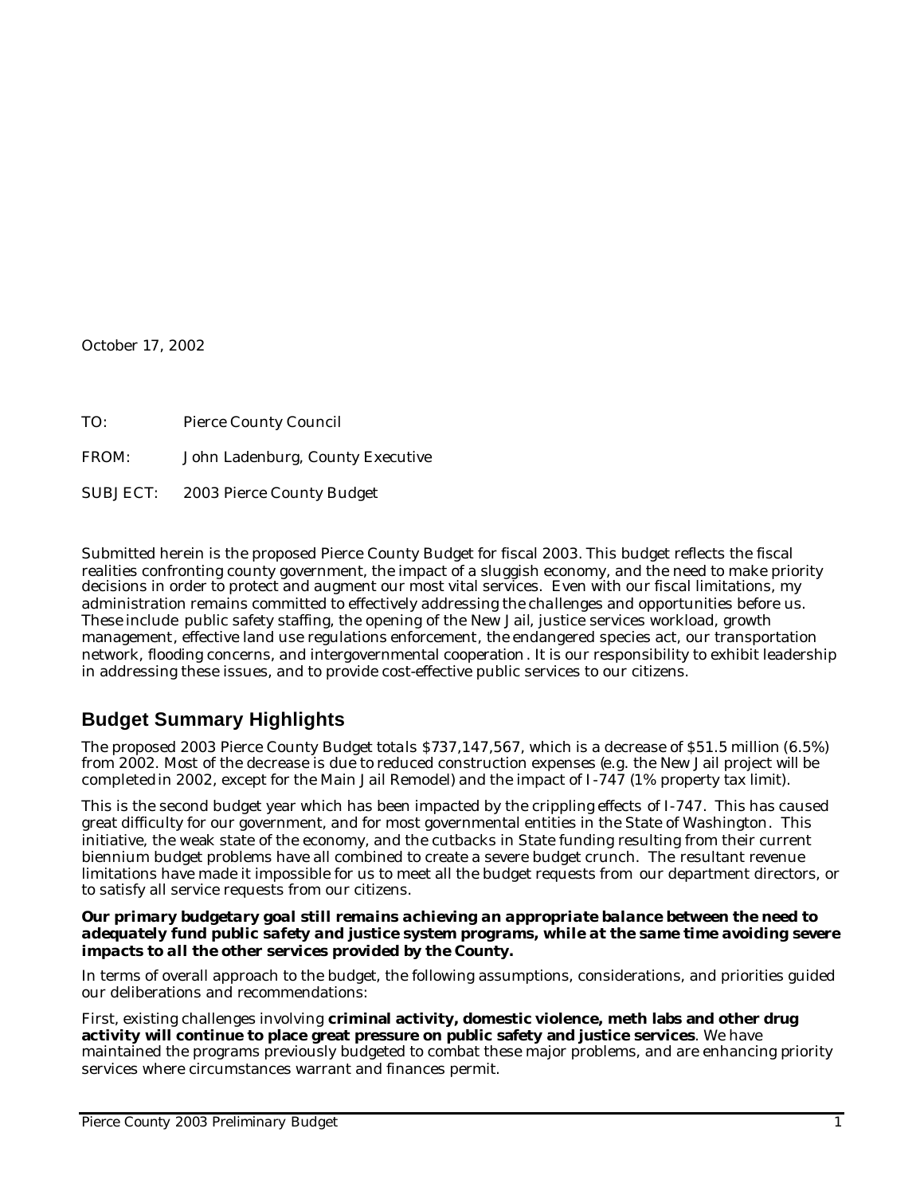October 17, 2002

TO: Pierce County Council

FROM: John Ladenburg, County Executive

SUBJECT: 2003 Pierce County Budget

Submitted herein is the proposed Pierce County Budget for fiscal 2003. This budget reflects the fiscal realities confronting county government, the impact of a sluggish economy, and the need to make priority decisions in order to protect and augment our most vital services. Even with our fiscal limitations, my administration remains committed to effectively addressing the challenges and opportunities before us. These include public safety staffing, the opening of the New Jail, justice services workload, growth management, effective land use regulations enforcement, the endangered species act, our transportation network, flooding concerns, and intergovernmental cooperation. It is our responsibility to exhibit leadership in addressing these issues, and to provide cost-effective public services to our citizens.

## Budget Summary Highlights

The proposed 2003 Pierce County Budget totals $737,147,567, which is a decrease of $51.5 million (6.5%) from 2002. Most of the decrease is due to reduced construction expenses (e.g. the New Jail project will be completed in 2002, except for the Main Jail Remodel) and the impact of I-747 (1% property tax limit).

This is the second budget year which has been impacted by the crippling effects of I-747. This has caused great difficulty for our government, and for most governmental entities in the State of Washington. This initiative, the weak state of the economy, and the cutbacks in State funding resulting from their current biennium budget problems have all combined to create a severe budget crunch. The resultant revenue limitations have made it impossible for us to meet all the budget requests from our department directors, or to satisfy all service requests from our citizens.

***Our primary budgetary goal still remains achieving an appropriate balance between the need to adequately fund public safety and justice system programs, while at the same time avoiding severe impacts to all the other services provided by the County.***

In terms of overall approach to the budget, the following assumptions, considerations, and priorities guided our deliberations and recommendations:

First, existing challenges involving **criminal activity, domestic violence, meth labs and other drug activity will continue to place great pressure on public safety and justice services**. We have maintained the programs previously budgeted to combat these major problems, and are enhancing priority services where circumstances warrant and finances permit.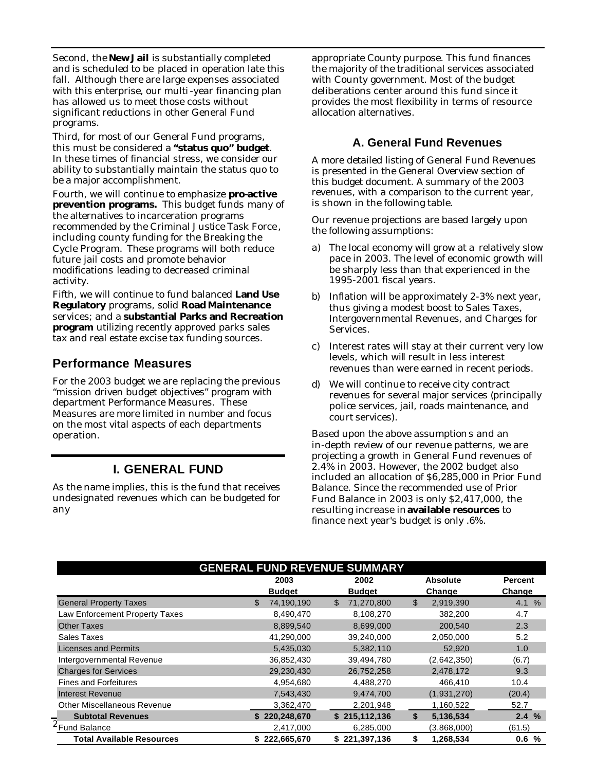Second, the **New Jail** is substantially completed and is scheduled to be placed in operation late this fall. Although there are large expenses associated with this enterprise, our multi-year financing plan has allowed us to meet those costs without significant reductions in other General Fund programs.

Third, for most of our General Fund programs, this must be considered a **"status quo" budget**. In these times of financial stress, we consider our ability to substantially maintain the status quo to be a major accomplishment.

Fourth, we will continue to emphasize **pro-active prevention programs.** This budget funds many of the alternatives to incarceration programs recommended by the Criminal Justice Task Force, including county funding for the Breaking the Cycle Program. These programs will both reduce future jail costs and promote behavior modifications leading to decreased criminal activity.

Fifth, we will continue to fund balanced **Land Use Regulatory** programs, solid **Road Maintenance** services; and a **substantial Parks and Recreation program** utilizing recently approved parks sales tax and real estate excise tax funding sources.

## Performance Measures

For the 2003 budget we are replacing the previous "mission driven budget objectives" program with department Performance Measures. These Measures are more limited in number and focus on the most vital aspects of each departments operation.

# I. GENERAL FUND

As the name implies, this is the fund that receives undesignated revenues which can be budgeted for any appropriate County purpose. This fund finances the majority of the traditional services associated with County government. Most of the budget deliberations center around this fund since it provides the most flexibility in terms of resource allocation alternatives.

### A. General Fund Revenues

A more detailed listing of General Fund Revenues is presented in the General Overview section of this budget document. A summary of the 2003 revenues, with a comparison to the current year, is shown in the following table.

Our revenue projections are based largely upon the following assumptions:

a) The local economy will grow at a relatively slow pace in 2003. The level of economic growth will be sharply less than that experienced in the 1995-2001 fiscal years.

b) Inflation will be approximately 2-3% next year, thus giving a modest boost to Sales Taxes, Intergovernmental Revenues, and Charges for Services.

c) Interest rates will stay at their current very low levels, which will result in less interest revenues than were earned in recent periods.

d) We will continue to receive city contract revenues for several major services (principally police services, jail, roads maintenance, and court services).

Based upon the above assumptions and an in-depth review of our revenue patterns, we are projecting a growth in General Fund revenues of 2.4% in 2003. However, the 2002 budget also included an allocation of $6,285,000 in Prior Fund Balance. Since the recommended use of Prior Fund Balance in 2003 is only $2,417,000, the resulting increase in **available resources** to finance next year's budget is only .6%.

**GENERAL FUND REVENUE SUMMARY**

| | 2003 Budget | 2002 Budget | Absolute Change | Percent Change |
|---|---|---|---|---|
| General Property Taxes | $ 74,190,190 | $ 71,270,800 | $ 2,919,390 | 4.1 % |
| Law Enforcement Property Taxes | 8,490,470 | 8,108,270 | 382,200 | 4.7 |
| Other Taxes | 8,899,540 | 8,699,000 | 200,540 | 2.3 |
| Sales Taxes | 41,290,000 | 39,240,000 | 2,050,000 | 5.2 |
| Licenses and Permits | 5,435,030 | 5,382,110 | 52,920 | 1.0 |
| Intergovernmental Revenue | 36,852,430 | 39,494,780 | (2,642,350) | (6.7) |
| Charges for Services | 29,230,430 | 26,752,258 | 2,478,172 | 9.3 |
| Fines and Forfeitures | 4,954,680 | 4,488,270 | 466,410 | 10.4 |
| Interest Revenue | 7,543,430 | 9,474,700 | (1,931,270) | (20.4) |
| Other Miscellaneous Revenue | 3,362,470 | 2,201,948 | 1,160,522 | 52.7 |
| **Subtotal Revenues** | **$ 220,248,670** | **$ 215,112,136** | **$ 5,136,534** | **2.4 %** |
| Fund Balance | 2,417,000 | 6,285,000 | (3,868,000) | (61.5) |
| **Total Available Resources** | **$ 222,665,670** | **$ 221,397,136** | **$ 1,268,534** | **0.6 %** |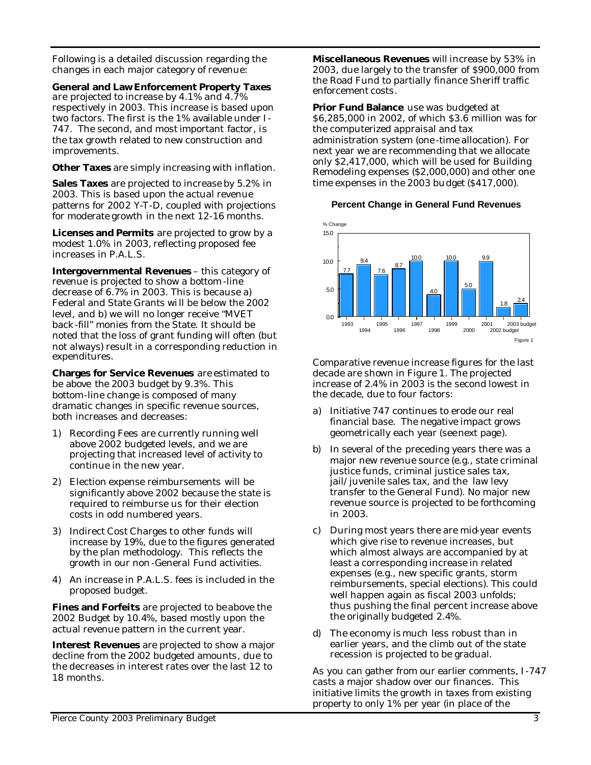Following is a detailed discussion regarding the changes in each major category of revenue:

**General and Law Enforcement Property Taxes** are projected to increase by 4.1% and 4.7% respectively in 2003. This increase is based upon two factors. The first is the 1% available under I-747. The second, and most important factor, is the tax growth related to new construction and improvements.

**Other Taxes** are simply increasing with inflation.

**Sales Taxes** are projected to increase by 5.2% in 2003. This is based upon the actual revenue patterns for 2002 Y-T-D, coupled with projections for moderate growth in the next 12-16 months.

**Licenses and Permits** are projected to grow by a modest 1.0% in 2003, reflecting proposed fee increases in P.A.L.S.

**Intergovernmental Revenues** – this category of revenue is projected to show a bottom-line decrease of 6.7% in 2003. This is because a) Federal and State Grants will be below the 2002 level, and b) we will no longer receive "MVET back-fill" monies from the State. It should be noted that the loss of grant funding will often (but not always) result in a corresponding reduction in expenditures.

**Charges for Service Revenues** are estimated to be above the 2003 budget by 9.3%. This bottom-line change is composed of many dramatic changes in specific revenue sources, both increases and decreases:

1) Recording Fees are currently running well above 2002 budgeted levels, and we are projecting that increased level of activity to continue in the new year.
2) Election expense reimbursements will be significantly above 2002 because the state is required to reimburse us for their election costs in odd numbered years.
3) Indirect Cost Charges to other funds will increase by 19%, due to the figures generated by the plan methodology. This reflects the growth in our non-General Fund activities.
4) An increase in P.A.L.S. fees is included in the proposed budget.

**Fines and Forfeits** are projected to be above the 2002 Budget by 10.4%, based mostly upon the actual revenue pattern in the current year.

**Interest Revenues** are projected to show a major decline from the 2002 budgeted amounts, due to the decreases in interest rates over the last 12 to 18 months.

**Miscellaneous Revenues** will increase by 53% in 2003, due largely to the transfer of $900,000 from the Road Fund to partially finance Sheriff traffic enforcement costs.

**Prior Fund Balance** use was budgeted at $6,285,000 in 2002, of which $3.6 million was for the computerized appraisal and tax administration system (one-time allocation). For next year we are recommending that we allocate only $2,417,000, which will be used for Building Remodeling expenses ($2,000,000) and other one time expenses in the 2003 budget ($417,000).

**Percent Change in General Fund Revenues**

| Year | % Change |
|---|---|
| 1993 | 7.7 |
| 1994 | 9.4 |
| 1995 | 7.6 |
| 1996 | 8.7 |
| 1997 | 10.0 |
| 1998 | 4.0 |
| 1999 | 10.0 |
| 2000 | 5.0 |
| 2001 | 9.9 |
| 2002 budget | 1.8 |
| 2003 budget | 2.4 |

Figure 1

Comparative revenue increase figures for the last decade are shown in Figure 1. The projected increase of 2.4% in 2003 is the second lowest in the decade, due to four factors:

a) Initiative 747 continues to erode our real financial base. The negative impact grows geometrically each year (see next page).
b) In several of the preceding years there was a major new revenue source (e.g., state criminal justice funds, criminal justice sales tax, jail/juvenile sales tax, and the law levy transfer to the General Fund). No major new revenue source is projected to be forthcoming in 2003.
c) During most years there are mid-year events which give rise to revenue increases, but which almost always are accompanied by at least a corresponding increase in related expenses (e.g., new specific grants, storm reimbursements, special elections). This could well happen again as fiscal 2003 unfolds; thus pushing the final percent increase above the originally budgeted 2.4%.
d) The economy is much less robust than in earlier years, and the climb out of the state recession is projected to be gradual.

As you can gather from our earlier comments, I-747 casts a major shadow over our finances. This initiative limits the growth in taxes from existing property to only 1% per year (in place of the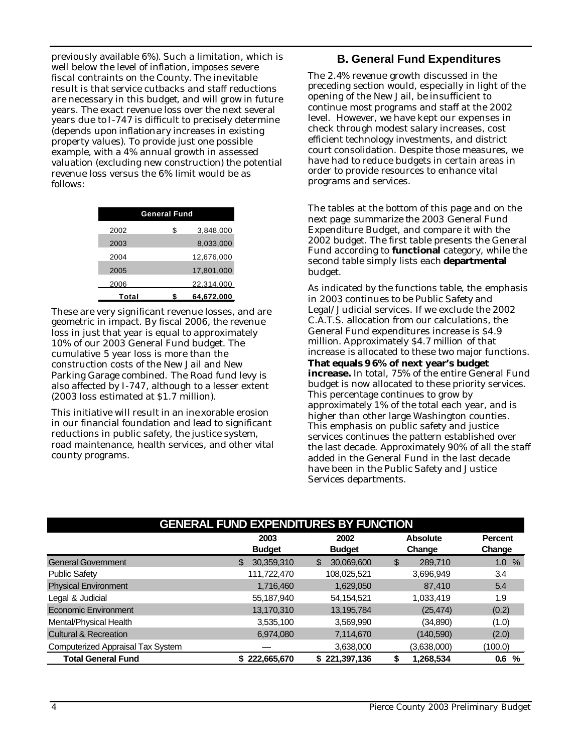previously available 6%). Such a limitation, which is well below the level of inflation, imposes severe fiscal contraints on the County. The inevitable result is that service cutbacks and staff reductions are necessary in this budget, and will grow in future years. The exact revenue loss over the next several years due to I-747 is difficult to precisely determine (depends upon inflationary increases in existing property values). To provide just one possible example, with a 4% annual growth in assessed valuation (excluding new construction) the potential revenue loss versus the 6% limit would be as follows:

| General Fund | |
|---|---|
| 2002 | $ 3,848,000 |
| 2003 | 8,033,000 |
| 2004 | 12,676,000 |
| 2005 | 17,801,000 |
| 2006 | 22,314,000 |
| **Total** | **$ 64,672,000** |

These are very significant revenue losses, and are geometric in impact. By fiscal 2006, the revenue loss in just that year is equal to approximately 10% of our 2003 General Fund budget. The cumulative 5 year loss is more than the construction costs of the New Jail and New Parking Garage combined. The Road fund levy is also affected by I-747, although to a lesser extent (2003 loss estimated at $1.7 million).

This initiative will result in an inexorable erosion in our financial foundation and lead to significant reductions in public safety, the justice system, road maintenance, health services, and other vital county programs.

## B. General Fund Expenditures

The 2.4% revenue growth discussed in the preceding section would, especially in light of the opening of the New Jail, be insufficient to continue most programs and staff at the 2002 level. However, we have kept our expenses in check through modest salary increases, cost efficient technology investments, and district court consolidation. Despite those measures, we have had to reduce budgets in certain areas in order to provide resources to enhance vital programs and services.

The tables at the bottom of this page and on the next page summarize the 2003 General Fund Expenditure Budget, and compare it with the 2002 budget. The first table presents the General Fund according to **functional** category, while the second table simply lists each **departmental** budget.

As indicated by the functions table, the emphasis in 2003 continues to be Public Safety and Legal/Judicial services. If we exclude the 2002 C.A.T.S. allocation from our calculations, the General Fund expenditures increase is $4.9 million. Approximately $4.7 million of that increase is allocated to these two major functions. **That equals 96% of next year's budget increase.** In total, 75% of the entire General Fund budget is now allocated to these priority services. This percentage continues to grow by approximately 1% of the total each year, and is higher than other large Washington counties. This emphasis on public safety and justice services continues the pattern established over the last decade. Approximately 90% of all the staff added in the General Fund in the last decade have been in the Public Safety and Justice Services departments.

**GENERAL FUND EXPENDITURES BY FUNCTION**

| | 2003 Budget | 2002 Budget | Absolute Change | Percent Change |
|---|---|---|---|---|
| General Government | $ 30,359,310 | $ 30,069,600 | $ 289,710 | 1.0 % |
| Public Safety | 111,722,470 | 108,025,521 | 3,696,949 | 3.4 |
| Physical Environment | 1,716,460 | 1,629,050 | 87,410 | 5.4 |
| Legal & Judicial | 55,187,940 | 54,154,521 | 1,033,419 | 1.9 |
| Economic Environment | 13,170,310 | 13,195,784 | (25,474) | (0.2) |
| Mental/Physical Health | 3,535,100 | 3,569,990 | (34,890) | (1.0) |
| Cultural & Recreation | 6,974,080 | 7,114,670 | (140,590) | (2.0) |
| Computerized Appraisal Tax System | — | 3,638,000 | (3,638,000) | (100.0) |
| **Total General Fund** | **$ 222,665,670** | **$ 221,397,136** | **$ 1,268,534** | **0.6 %** |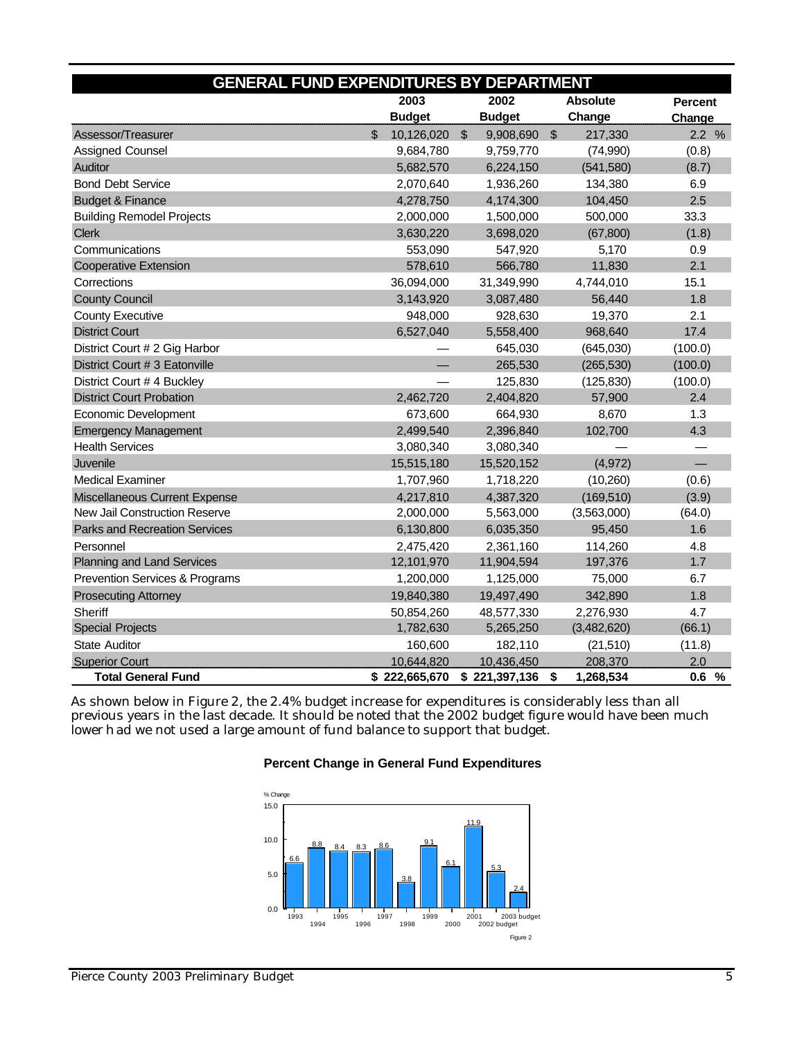## GENERAL FUND EXPENDITURES BY DEPARTMENT

| | 2003 Budget | 2002 Budget | Absolute Change | Percent Change |
|---|---|---|---|---|
| Assessor/Treasurer | $ 10,126,020 | $ 9,908,690 | $ 217,330 | 2.2 % |
| Assigned Counsel | 9,684,780 | 9,759,770 | (74,990) | (0.8) |
| Auditor | 5,682,570 | 6,224,150 | (541,580) | (8.7) |
| Bond Debt Service | 2,070,640 | 1,936,260 | 134,380 | 6.9 |
| Budget & Finance | 4,278,750 | 4,174,300 | 104,450 | 2.5 |
| Building Remodel Projects | 2,000,000 | 1,500,000 | 500,000 | 33.3 |
| Clerk | 3,630,220 | 3,698,020 | (67,800) | (1.8) |
| Communications | 553,090 | 547,920 | 5,170 | 0.9 |
| Cooperative Extension | 578,610 | 566,780 | 11,830 | 2.1 |
| Corrections | 36,094,000 | 31,349,990 | 4,744,010 | 15.1 |
| County Council | 3,143,920 | 3,087,480 | 56,440 | 1.8 |
| County Executive | 948,000 | 928,630 | 19,370 | 2.1 |
| District Court | 6,527,040 | 5,558,400 | 968,640 | 17.4 |
| District Court # 2 Gig Harbor | — | 645,030 | (645,030) | (100.0) |
| District Court # 3 Eatonville | — | 265,530 | (265,530) | (100.0) |
| District Court # 4 Buckley | — | 125,830 | (125,830) | (100.0) |
| District Court Probation | 2,462,720 | 2,404,820 | 57,900 | 2.4 |
| Economic Development | 673,600 | 664,930 | 8,670 | 1.3 |
| Emergency Management | 2,499,540 | 2,396,840 | 102,700 | 4.3 |
| Health Services | 3,080,340 | 3,080,340 | — | — |
| Juvenile | 15,515,180 | 15,520,152 | (4,972) | — |
| Medical Examiner | 1,707,960 | 1,718,220 | (10,260) | (0.6) |
| Miscellaneous Current Expense | 4,217,810 | 4,387,320 | (169,510) | (3.9) |
| New Jail Construction Reserve | 2,000,000 | 5,563,000 | (3,563,000) | (64.0) |
| Parks and Recreation Services | 6,130,800 | 6,035,350 | 95,450 | 1.6 |
| Personnel | 2,475,420 | 2,361,160 | 114,260 | 4.8 |
| Planning and Land Services | 12,101,970 | 11,904,594 | 197,376 | 1.7 |
| Prevention Services & Programs | 1,200,000 | 1,125,000 | 75,000 | 6.7 |
| Prosecuting Attorney | 19,840,380 | 19,497,490 | 342,890 | 1.8 |
| Sheriff | 50,854,260 | 48,577,330 | 2,276,930 | 4.7 |
| Special Projects | 1,782,630 | 5,265,250 | (3,482,620) | (66.1) |
| State Auditor | 160,600 | 182,110 | (21,510) | (11.8) |
| Superior Court | 10,644,820 | 10,436,450 | 208,370 | 2.0 |
| **Total General Fund** | **$ 222,665,670** | **$ 221,397,136** | **$ 1,268,534** | **0.6 %** |

As shown below in Figure 2, the 2.4% budget increase for expenditures is considerably less than all previous years in the last decade. It should be noted that the 2002 budget figure would have been much lower had we not used a large amount of fund balance to support that budget.

### Percent Change in General Fund Expenditures

| Year | % Change |
|---|---|
| 1993 | 6.6 |
| 1994 | 8.8 |
| 1995 | 8.4 |
| 1996 | 8.3 |
| 1997 | 8.6 |
| 1998 | 3.8 |
| 1999 | 9.1 |
| 2000 | 6.1 |
| 2001 | 11.9 |
| 2002 budget | 5.3 |
| 2003 budget | 2.4 |

Figure 2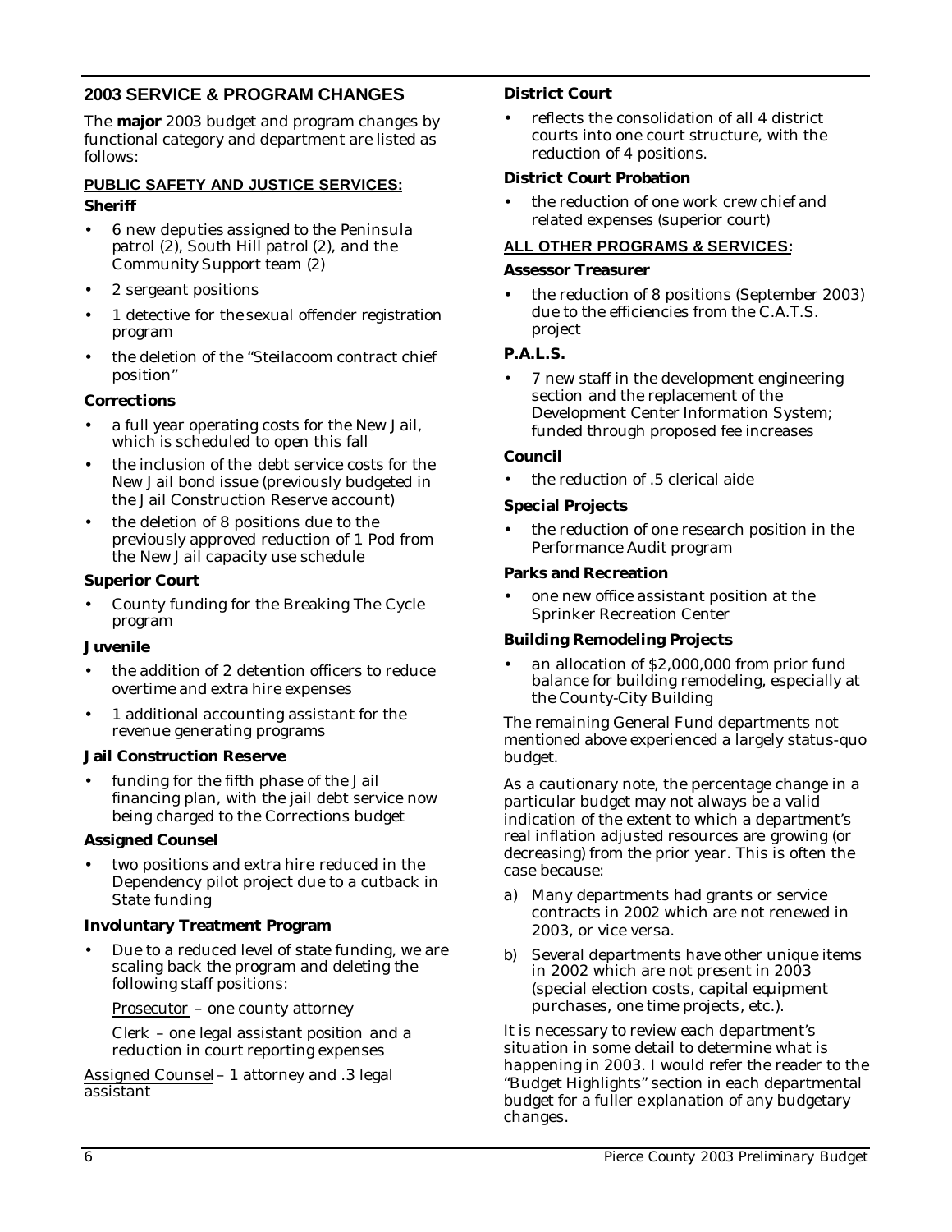## 2003 SERVICE & PROGRAM CHANGES

The **major** 2003 budget and program changes by functional category and department are listed as follows:

### PUBLIC SAFETY AND JUSTICE SERVICES:

**Sheriff**

- 6 new deputies assigned to the Peninsula patrol (2), South Hill patrol (2), and the Community Support team (2)
- 2 sergeant positions
- 1 detective for the sexual offender registration program
- the deletion of the "Steilacoom contract chief position"

**Corrections**

- a full year operating costs for the New Jail, which is scheduled to open this fall
- the inclusion of the debt service costs for the New Jail bond issue (previously budgeted in the Jail Construction Reserve account)
- the deletion of 8 positions due to the previously approved reduction of 1 Pod from the New Jail capacity use schedule

**Superior Court**

- County funding for the Breaking The Cycle program

**Juvenile**

- the addition of 2 detention officers to reduce overtime and extra hire expenses
- 1 additional accounting assistant for the revenue generating programs

**Jail Construction Reserve**

- funding for the fifth phase of the Jail financing plan, with the jail debt service now being charged to the Corrections budget

**Assigned Counsel**

- two positions and extra hire reduced in the Dependency pilot project due to a cutback in State funding

**Involuntary Treatment Program**

- Due to a reduced level of state funding, we are scaling back the program and deleting the following staff positions:

  Prosecutor – one county attorney

  Clerk – one legal assistant position and a reduction in court reporting expenses

Assigned Counsel – 1 attorney and .3 legal assistant

**District Court**

- reflects the consolidation of all 4 district courts into one court structure, with the reduction of 4 positions.

**District Court Probation**

- the reduction of one work crew chief and related expenses (superior court)

### ALL OTHER PROGRAMS & SERVICES:

**Assessor Treasurer**

- the reduction of 8 positions (September 2003) due to the efficiencies from the C.A.T.S. project

**P.A.L.S.**

- 7 new staff in the development engineering section and the replacement of the Development Center Information System; funded through proposed fee increases

**Council**

- the reduction of .5 clerical aide

**Special Projects**

- the reduction of one research position in the Performance Audit program

**Parks and Recreation**

- one new office assistant position at the Sprinker Recreation Center

**Building Remodeling Projects**

- an allocation of $2,000,000 from prior fund balance for building remodeling, especially at the County-City Building

The remaining General Fund departments not mentioned above experienced a largely status-quo budget.

As a cautionary note, the percentage change in a particular budget may not always be a valid indication of the extent to which a department's real inflation adjusted resources are growing (or decreasing) from the prior year. This is often the case because:

a) Many departments had grants or service contracts in 2002 which are not renewed in 2003, or vice versa.

b) Several departments have other unique items in 2002 which are not present in 2003 (special election costs, capital equipment purchases, one time projects, etc.).

It is necessary to review each department's situation in some detail to determine what is happening in 2003. I would refer the reader to the "Budget Highlights" section in each departmental budget for a fuller explanation of any budgetary changes.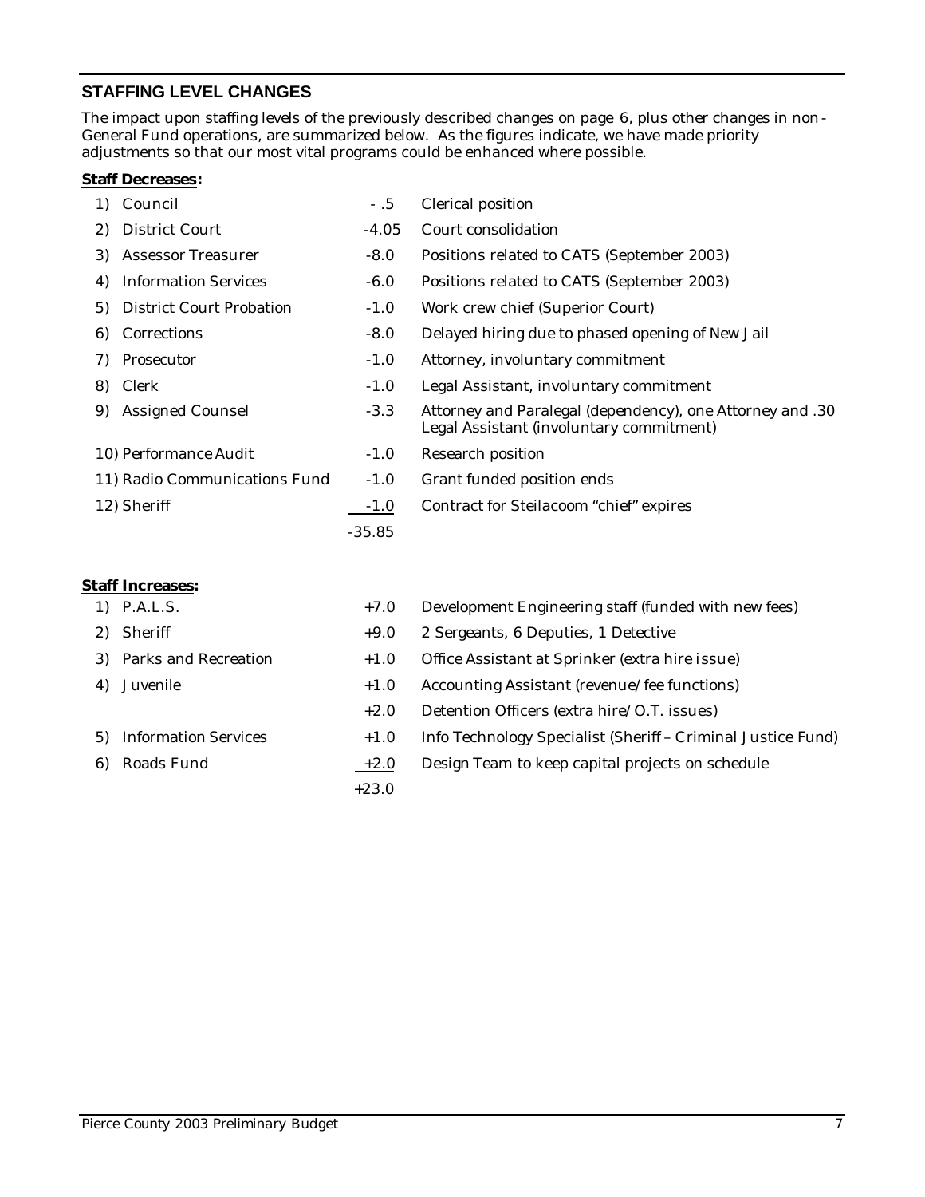## STAFFING LEVEL CHANGES

The impact upon staffing levels of the previously described changes on page 6, plus other changes in non-General Fund operations, are summarized below. As the figures indicate, we have made priority adjustments so that our most vital programs could be enhanced where possible.

**Staff Decreases:**

| | Department | Change | Description |
|---|---|---|---|
| 1) | Council | - .5 | Clerical position |
| 2) | District Court | -4.05 | Court consolidation |
| 3) | Assessor Treasurer | -8.0 | Positions related to CATS (September 2003) |
| 4) | Information Services | -6.0 | Positions related to CATS (September 2003) |
| 5) | District Court Probation | -1.0 | Work crew chief (Superior Court) |
| 6) | Corrections | -8.0 | Delayed hiring due to phased opening of New Jail |
| 7) | Prosecutor | -1.0 | Attorney, involuntary commitment |
| 8) | Clerk | -1.0 | Legal Assistant, involuntary commitment |
| 9) | Assigned Counsel | -3.3 | Attorney and Paralegal (dependency), one Attorney and .30 Legal Assistant (involuntary commitment) |
| 10) | Performance Audit | -1.0 | Research position |
| 11) | Radio Communications Fund | -1.0 | Grant funded position ends |
| 12) | Sheriff | -1.0 | Contract for Steilacoom "chief" expires |
| | | -35.85 | |

**Staff Increases:**

| | Department | Change | Description |
|---|---|---|---|
| 1) | P.A.L.S. | +7.0 | Development Engineering staff (funded with new fees) |
| 2) | Sheriff | +9.0 | 2 Sergeants, 6 Deputies, 1 Detective |
| 3) | Parks and Recreation | +1.0 | Office Assistant at Sprinker (extra hire issue) |
| 4) | Juvenile | +1.0 | Accounting Assistant (revenue/fee functions) |
| | | +2.0 | Detention Officers (extra hire/O.T. issues) |
| 5) | Information Services | +1.0 | Info Technology Specialist (Sheriff – Criminal Justice Fund) |
| 6) | Roads Fund | +2.0 | Design Team to keep capital projects on schedule |
| | | +23.0 | |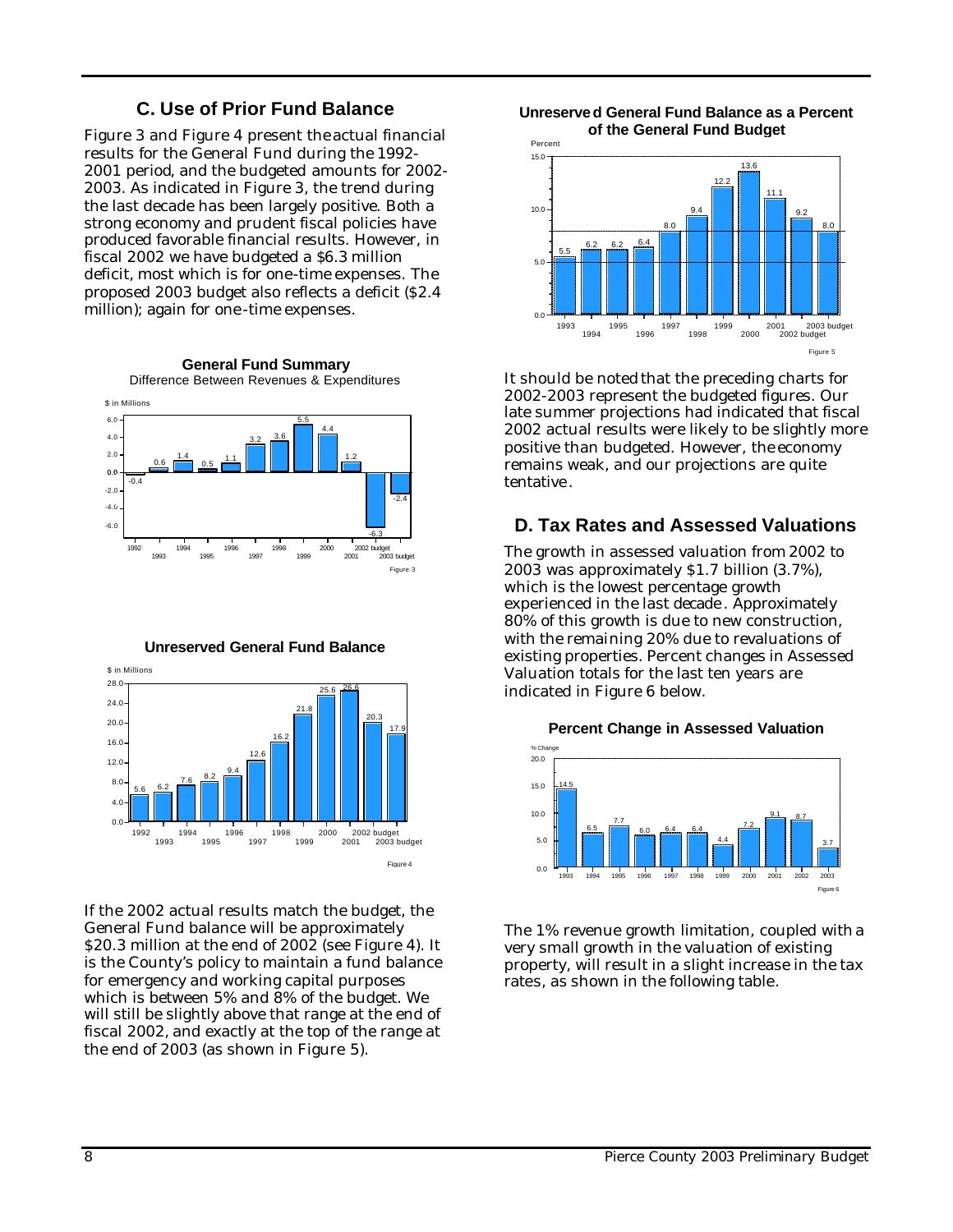## C. Use of Prior Fund Balance

Figure 3 and Figure 4 present the actual financial results for the General Fund during the 1992-2001 period, and the budgeted amounts for 2002-2003. As indicated in Figure 3, the trend during the last decade has been largely positive. Both a strong economy and prudent fiscal policies have produced favorable financial results. However, in fiscal 2002 we have budgeted a $6.3 million deficit, most which is for one-time expenses. The proposed 2003 budget also reflects a deficit ($2.4 million); again for one-time expenses.

**General Fund Summary**
Difference Between Revenues & Expenditures

| Year | $ in Millions |
|---|---|
| 1992 | -0.4 |
| 1993 | 0.6 |
| 1994 | 1.4 |
| 1995 | 0.5 |
| 1996 | 1.1 |
| 1997 | 3.2 |
| 1998 | 3.6 |
| 1999 | 5.5 |
| 2000 | 4.4 |
| 2001 | 1.2 |
| 2002 budget | -6.3 |
| 2003 budget | -2.4 |

Figure 3

**Unreserved General Fund Balance**

| Year | $ in Millions |
|---|---|
| 1992 | 5.6 |
| 1993 | 6.2 |
| 1994 | 7.6 |
| 1995 | 8.2 |
| 1996 | 9.4 |
| 1997 | 12.6 |
| 1998 | 16.2 |
| 1999 | 21.8 |
| 2000 | 25.6 |
| 2001 | 26.6 |
| 2002 budget | 20.3 |
| 2003 budget | 17.9 |

Figure 4

If the 2002 actual results match the budget, the General Fund balance will be approximately $20.3 million at the end of 2002 (see Figure 4). It is the County's policy to maintain a fund balance for emergency and working capital purposes which is between 5% and 8% of the budget. We will still be slightly above that range at the end of fiscal 2002, and exactly at the top of the range at the end of 2003 (as shown in Figure 5).

**Unreserved General Fund Balance as a Percent of the General Fund Budget**

| Year | Percent |
|---|---|
| 1993 | 5.5 |
| 1994 | 6.2 |
| 1995 | 6.2 |
| 1996 | 6.4 |
| 1997 | 8.0 |
| 1998 | 9.4 |
| 1999 | 12.2 |
| 2000 | 13.6 |
| 2001 | 11.1 |
| 2002 budget | 9.2 |
| 2003 budget | 8.0 |

Figure 5

It should be noted that the preceding charts for 2002-2003 represent the budgeted figures. Our late summer projections had indicated that fiscal 2002 actual results were likely to be slightly more positive than budgeted. However, the economy remains weak, and our projections are quite tentative.

## D. Tax Rates and Assessed Valuations

The growth in assessed valuation from 2002 to 2003 was approximately $1.7 billion (3.7%), which is the lowest percentage growth experienced in the last decade. Approximately 80% of this growth is due to new construction, with the remaining 20% due to revaluations of existing properties. Percent changes in Assessed Valuation totals for the last ten years are indicated in Figure 6 below.

**Percent Change in Assessed Valuation**

| Year | % Change |
|---|---|
| 1993 | 14.5 |
| 1994 | 6.5 |
| 1995 | 7.7 |
| 1996 | 6.0 |
| 1997 | 6.4 |
| 1998 | 6.4 |
| 1999 | 4.4 |
| 2000 | 7.2 |
| 2001 | 9.1 |
| 2002 | 8.7 |
| 2003 | 3.7 |

Figure 6

The 1% revenue growth limitation, coupled with a very small growth in the valuation of existing property, will result in a slight increase in the tax rates, as shown in the following table.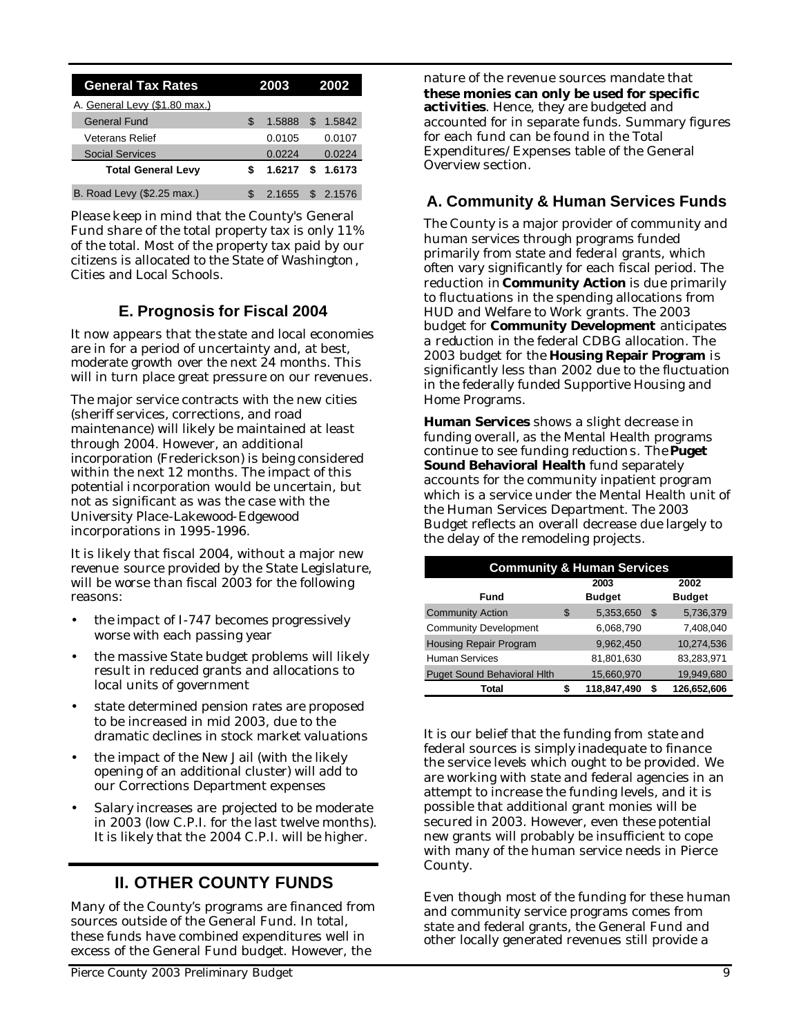| General Tax Rates | 2003 | 2002 |
|---|---|---|
| A. General Levy ($1.80 max.) | | |
| General Fund | $ 1.5888 | $ 1.5842 |
| Veterans Relief | 0.0105 | 0.0107 |
| Social Services | 0.0224 | 0.0224 |
| **Total General Levy** | **$ 1.6217** | **$ 1.6173** |
| B. Road Levy ($2.25 max.) | $ 2.1655 | $ 2.1576 |

Please keep in mind that the County's General Fund share of the total property tax is only 11% of the total. Most of the property tax paid by our citizens is allocated to the State of Washington, Cities and Local Schools.

## E. Prognosis for Fiscal 2004

It now appears that the state and local economies are in for a period of uncertainty and, at best, moderate growth over the next 24 months. This will in turn place great pressure on our revenues.

The major service contracts with the new cities (sheriff services, corrections, and road maintenance) will likely be maintained at least through 2004. However, an additional incorporation (Frederickson) is being considered within the next 12 months. The impact of this potential incorporation would be uncertain, but not as significant as was the case with the University Place-Lakewood-Edgewood incorporations in 1995-1996.

It is likely that fiscal 2004, without a major new revenue source provided by the State Legislature, will be worse than fiscal 2003 for the following reasons:

- the impact of I-747 becomes progressively worse with each passing year
- the massive State budget problems will likely result in reduced grants and allocations to local units of government
- state determined pension rates are proposed to be increased in mid 2003, due to the dramatic declines in stock market valuations
- the impact of the New Jail (with the likely opening of an additional cluster) will add to our Corrections Department expenses
- Salary increases are projected to be moderate in 2003 (low C.P.I. for the last twelve months). It is likely that the 2004 C.P.I. will be higher.

# II. OTHER COUNTY FUNDS

Many of the County's programs are financed from sources outside of the General Fund. In total, these funds have combined expenditures well in excess of the General Fund budget. However, the nature of the revenue sources mandate that **these monies can only be used for specific activities**. Hence, they are budgeted and accounted for in separate funds. Summary figures for each fund can be found in the Total Expenditures/Expenses table of the General Overview section.

## A. Community & Human Services Funds

The County is a major provider of community and human services through programs funded primarily from state and federal grants, which often vary significantly for each fiscal period. The reduction in **Community Action** is due primarily to fluctuations in the spending allocations from HUD and Welfare to Work grants. The 2003 budget for **Community Development** anticipates a reduction in the federal CDBG allocation. The 2003 budget for the **Housing Repair Program** is significantly less than 2002 due to the fluctuation in the federally funded Supportive Housing and Home Programs.

**Human Services** shows a slight decrease in funding overall, as the Mental Health programs continue to see funding reductions. The **Puget Sound Behavioral Health** fund separately accounts for the community inpatient program which is a service under the Mental Health unit of the Human Services Department. The 2003 Budget reflects an overall decrease due largely to the delay of the remodeling projects.

| Community & Human Services | | |
|---|---|---|
| Fund | 2003 Budget | 2002 Budget |
| Community Action | $ 5,353,650 | $ 5,736,379 |
| Community Development | 6,068,790 | 7,408,040 |
| Housing Repair Program | 9,962,450 | 10,274,536 |
| Human Services | 81,801,630 | 83,283,971 |
| Puget Sound Behavioral Hlth | 15,660,970 | 19,949,680 |
| **Total** | **$ 118,847,490** | **$ 126,652,606** |

It is our belief that the funding from state and federal sources is simply inadequate to finance the service levels which ought to be provided. We are working with state and federal agencies in an attempt to increase the funding levels, and it is possible that additional grant monies will be secured in 2003. However, even these potential new grants will probably be insufficient to cope with many of the human service needs in Pierce County.

Even though most of the funding for these human and community service programs comes from state and federal grants, the General Fund and other locally generated revenues still provide a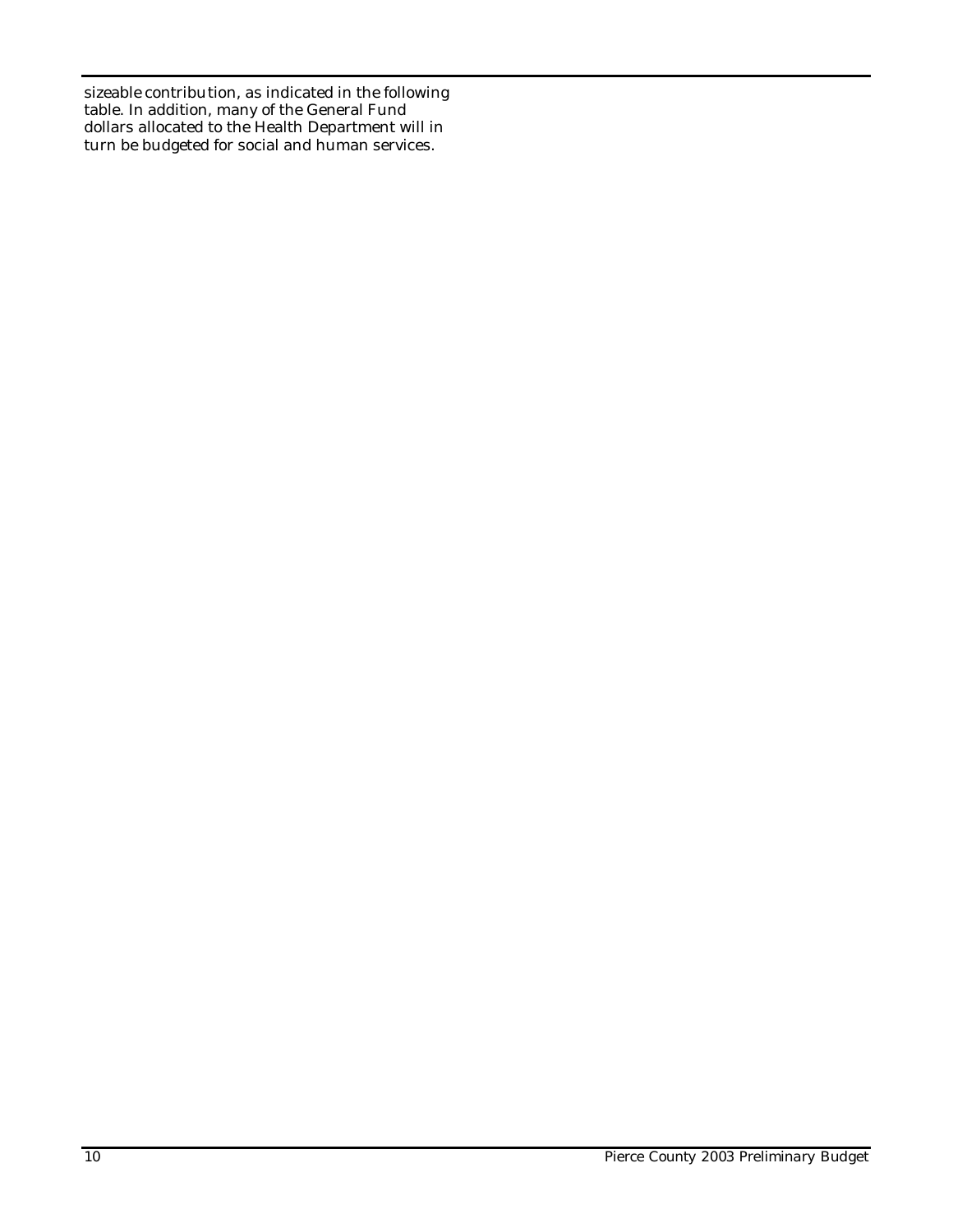sizeable contribution, as indicated in the following table. In addition, many of the General Fund dollars allocated to the Health Department will in turn be budgeted for social and human services.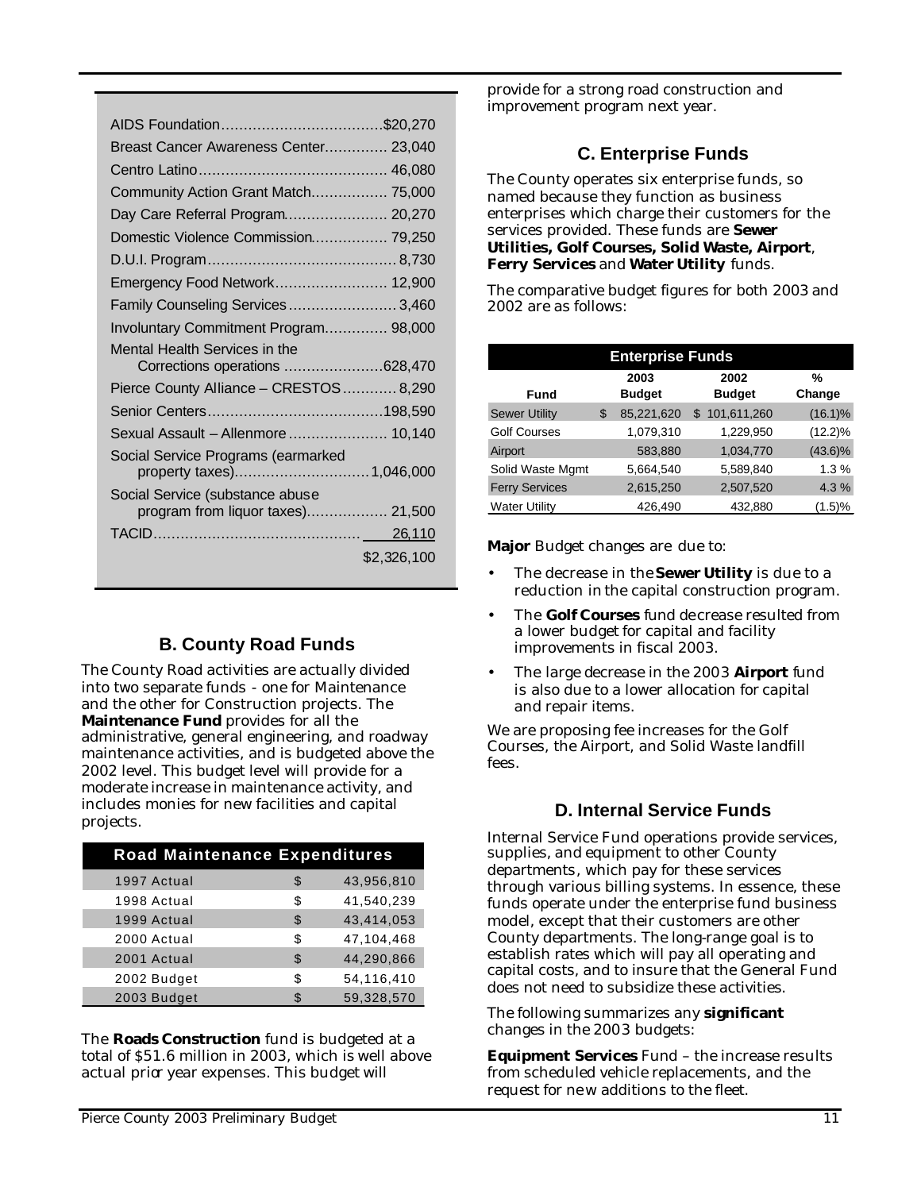| Program | Amount |
|---|---|
| AIDS Foundation | $20,270 |
| Breast Cancer Awareness Center | 23,040 |
| Centro Latino | 46,080 |
| Community Action Grant Match | 75,000 |
| Day Care Referral Program | 20,270 |
| Domestic Violence Commission | 79,250 |
| D.U.I. Program | 8,730 |
| Emergency Food Network | 12,900 |
| Family Counseling Services | 3,460 |
| Involuntary Commitment Program | 98,000 |
| Mental Health Services in the Corrections operations | 628,470 |
| Pierce County Alliance – CRESTOS | 8,290 |
| Senior Centers | 198,590 |
| Sexual Assault – Allenmore | 10,140 |
| Social Service Programs (earmarked property taxes) | 1,046,000 |
| Social Service (substance abuse program from liquor taxes) | 21,500 |
| TACID | 26,110 |
| | $2,326,100 |

## B. County Road Funds

The County Road activities are actually divided into two separate funds - one for Maintenance and the other for Construction projects. The **Maintenance Fund** provides for all the administrative, general engineering, and roadway maintenance activities, and is budgeted above the 2002 level. This budget level will provide for a moderate increase in maintenance activity, and includes monies for new facilities and capital projects.

| Road Maintenance Expenditures | | |
|---|---|---|
| 1997 Actual | $ | 43,956,810 |
| 1998 Actual | $ | 41,540,239 |
| 1999 Actual | $ | 43,414,053 |
| 2000 Actual | $ | 47,104,468 |
| 2001 Actual | $ | 44,290,866 |
| 2002 Budget | $ | 54,116,410 |
| 2003 Budget | $ | 59,328,570 |

The **Roads Construction** fund is budgeted at a total of $51.6 million in 2003, which is well above actual prior year expenses. This budget will provide for a strong road construction and improvement program next year.

## C. Enterprise Funds

The County operates six enterprise funds, so named because they function as business enterprises which charge their customers for the services provided. These funds are **Sewer Utilities, Golf Courses, Solid Waste, Airport**, **Ferry Services** and **Water Utility** funds.

The comparative budget figures for both 2003 and 2002 are as follows:

| Fund | 2003 Budget | 2002 Budget | % Change |
|---|---|---|---|
| Sewer Utility | $ 85,221,620 | $ 101,611,260 | (16.1)% |
| Golf Courses | 1,079,310 | 1,229,950 | (12.2)% |
| Airport | 583,880 | 1,034,770 | (43.6)% |
| Solid Waste Mgmt | 5,664,540 | 5,589,840 | 1.3 % |
| Ferry Services | 2,615,250 | 2,507,520 | 4.3 % |
| Water Utility | 426,490 | 432,880 | (1.5)% |

**Major** Budget changes are due to:

- The decrease in the **Sewer Utility** is due to a reduction in the capital construction program.
- The **Golf Courses** fund decrease resulted from a lower budget for capital and facility improvements in fiscal 2003.
- The large decrease in the 2003 **Airport** fund is also due to a lower allocation for capital and repair items.

We are proposing fee increases for the Golf Courses, the Airport, and Solid Waste landfill fees.

## D. Internal Service Funds

Internal Service Fund operations provide services, supplies, and equipment to other County departments, which pay for these services through various billing systems. In essence, these funds operate under the enterprise fund business model, except that their customers are other County departments. The long-range goal is to establish rates which will pay all operating and capital costs, and to insure that the General Fund does not need to subsidize these activities.

The following summarizes any **significant** changes in the 2003 budgets:

**Equipment Services** Fund – the increase results from scheduled vehicle replacements, and the request for new additions to the fleet.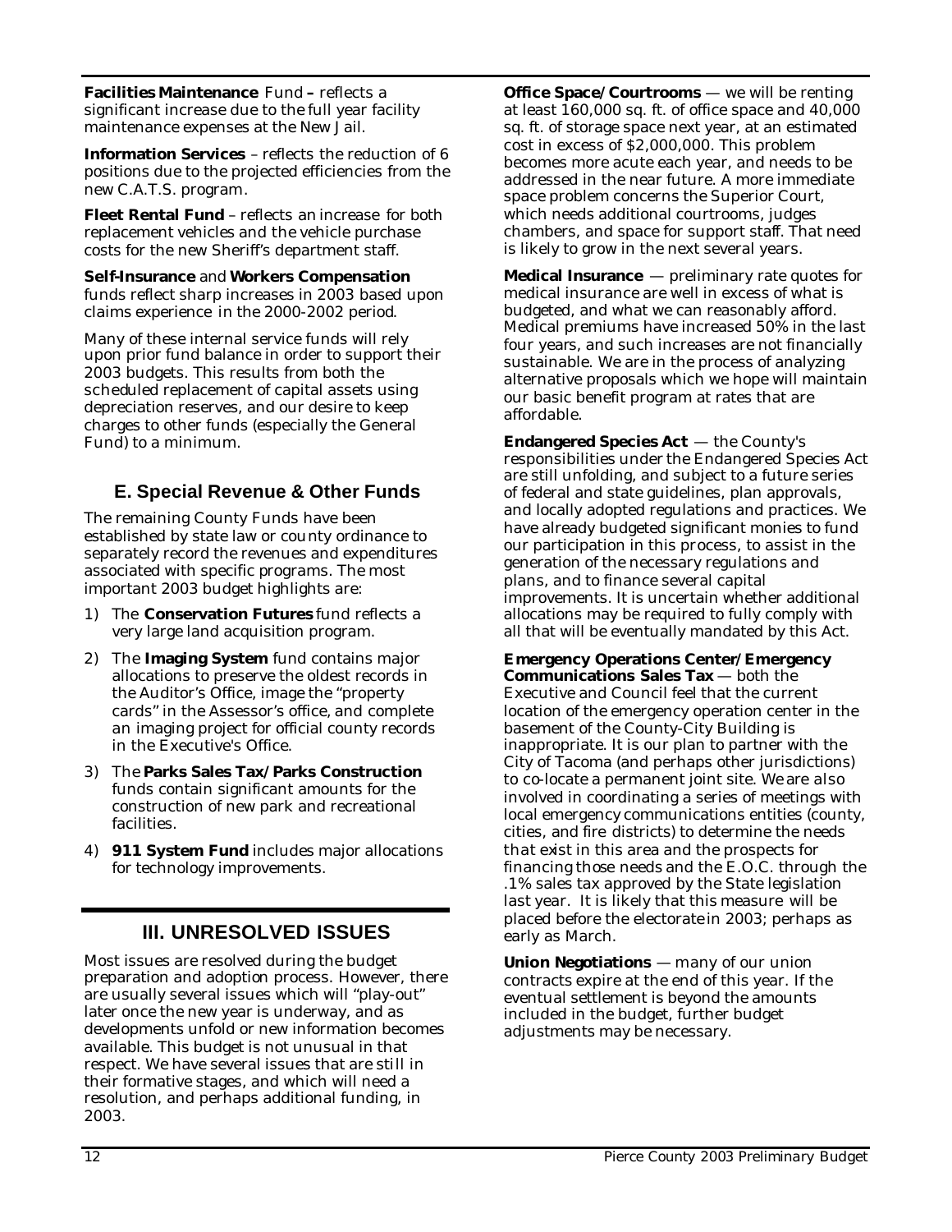**Facilities Maintenance** Fund **–** reflects a significant increase due to the full year facility maintenance expenses at the New Jail.

**Information Services** – reflects the reduction of 6 positions due to the projected efficiencies from the new C.A.T.S. program.

**Fleet Rental Fund** – reflects an increase for both replacement vehicles and the vehicle purchase costs for the new Sheriff's department staff.

**Self-Insurance** and **Workers Compensation** funds reflect sharp increases in 2003 based upon claims experience in the 2000-2002 period.

Many of these internal service funds will rely upon prior fund balance in order to support their 2003 budgets. This results from both the scheduled replacement of capital assets using depreciation reserves, and our desire to keep charges to other funds (especially the General Fund) to a minimum.

## E. Special Revenue & Other Funds

The remaining County Funds have been established by state law or county ordinance to separately record the revenues and expenditures associated with specific programs. The most important 2003 budget highlights are:

1) The **Conservation Futures** fund reflects a very large land acquisition program.
2) The **Imaging System** fund contains major allocations to preserve the oldest records in the Auditor's Office, image the "property cards" in the Assessor's office, and complete an imaging project for official county records in the Executive's Office.
3) The **Parks Sales Tax/Parks Construction** funds contain significant amounts for the construction of new park and recreational facilities.
4) **911 System Fund** includes major allocations for technology improvements.

# III. UNRESOLVED ISSUES

Most issues are resolved during the budget preparation and adoption process. However, there are usually several issues which will "play-out" later once the new year is underway, and as developments unfold or new information becomes available. This budget is not unusual in that respect. We have several issues that are still in their formative stages, and which will need a resolution, and perhaps additional funding, in 2003.

**Office Space/Courtrooms** — we will be renting at least 160,000 sq. ft. of office space and 40,000 sq. ft. of storage space next year, at an estimated cost in excess of $2,000,000. This problem becomes more acute each year, and needs to be addressed in the near future. A more immediate space problem concerns the Superior Court, which needs additional courtrooms, judges chambers, and space for support staff. That need is likely to grow in the next several years.

**Medical Insurance** — preliminary rate quotes for medical insurance are well in excess of what is budgeted, and what we can reasonably afford. Medical premiums have increased 50% in the last four years, and such increases are not financially sustainable. We are in the process of analyzing alternative proposals which we hope will maintain our basic benefit program at rates that are affordable.

**Endangered Species Act** — the County's responsibilities under the Endangered Species Act are still unfolding, and subject to a future series of federal and state guidelines, plan approvals, and locally adopted regulations and practices. We have already budgeted significant monies to fund our participation in this process, to assist in the generation of the necessary regulations and plans, and to finance several capital improvements. It is uncertain whether additional allocations may be required to fully comply with all that will be eventually mandated by this Act.

**Emergency Operations Center/Emergency Communications Sales Tax** — both the Executive and Council feel that the current location of the emergency operation center in the basement of the County-City Building is inappropriate. It is our plan to partner with the City of Tacoma (and perhaps other jurisdictions) to co-locate a permanent joint site. We are also involved in coordinating a series of meetings with local emergency communications entities (county, cities, and fire districts) to determine the needs that exist in this area and the prospects for financing those needs and the E.O.C. through the .1% sales tax approved by the State legislation last year. It is likely that this measure will be placed before the electorate in 2003; perhaps as early as March.

**Union Negotiations** — many of our union contracts expire at the end of this year. If the eventual settlement is beyond the amounts included in the budget, further budget adjustments may be necessary.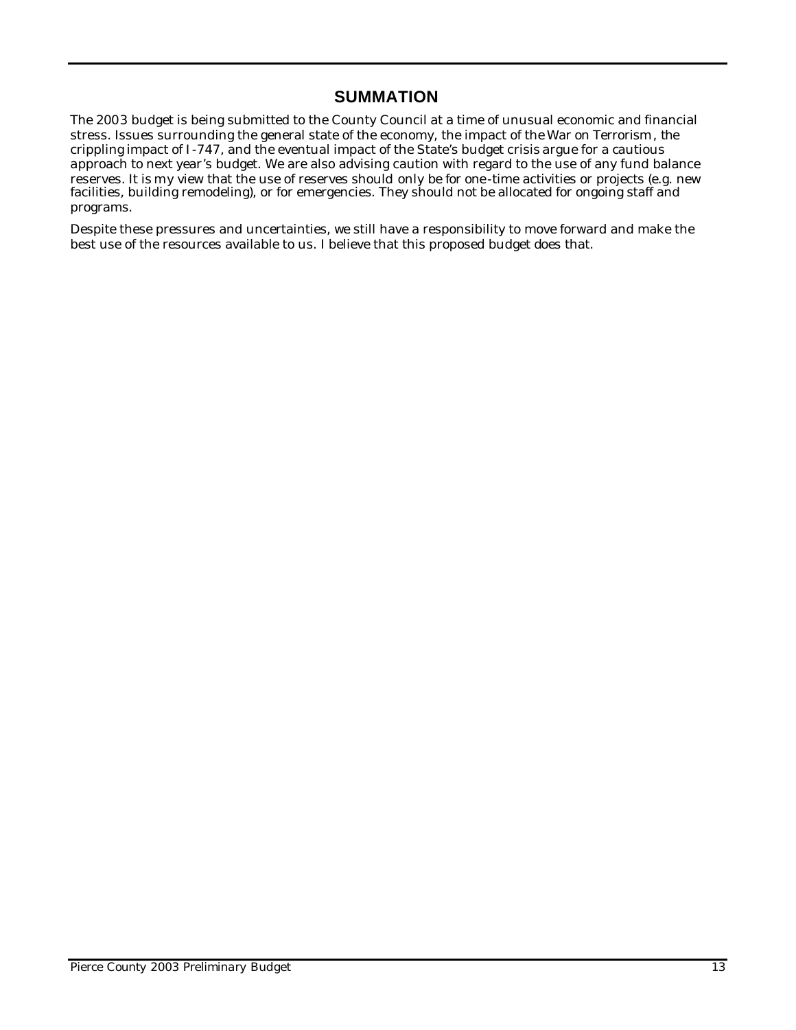## SUMMATION

The 2003 budget is being submitted to the County Council at a time of unusual economic and financial stress. Issues surrounding the general state of the economy, the impact of the War on Terrorism, the crippling impact of I-747, and the eventual impact of the State's budget crisis argue for a cautious approach to next year's budget. We are also advising caution with regard to the use of any fund balance reserves. It is my view that the use of reserves should only be for one-time activities or projects (e.g. new facilities, building remodeling), or for emergencies. They should not be allocated for ongoing staff and programs.

Despite these pressures and uncertainties, we still have a responsibility to move forward and make the best use of the resources available to us. I believe that this proposed budget does that.